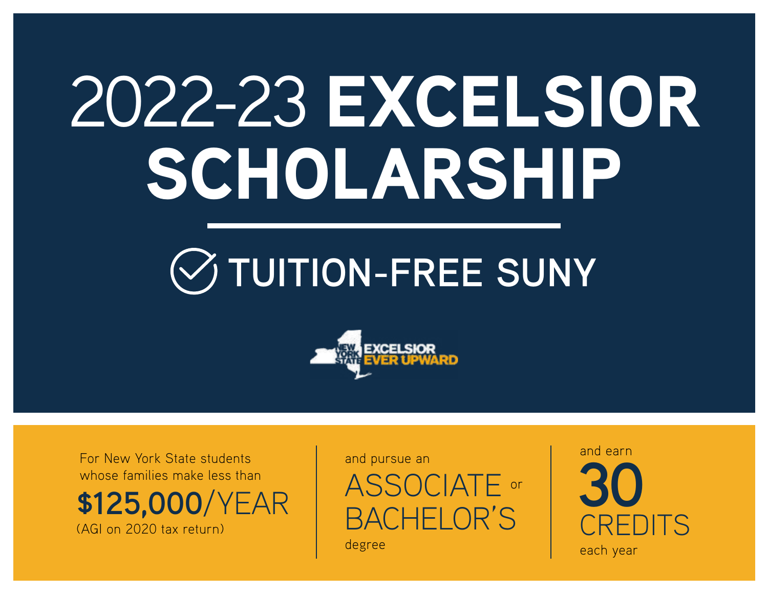# 2022-23 EXCELSIOR SCHOLARSHIP

## TUITION-FREE SUNY

NEW YORK STATE EXCELSIOR EVER UPWARD

For New York State students whose families make less than **$125,000**/YEAR (AGI on 2020 tax return)

and pursue an ASSOCIATE or BACHELOR'S degree

and earn **30** CREDITS each year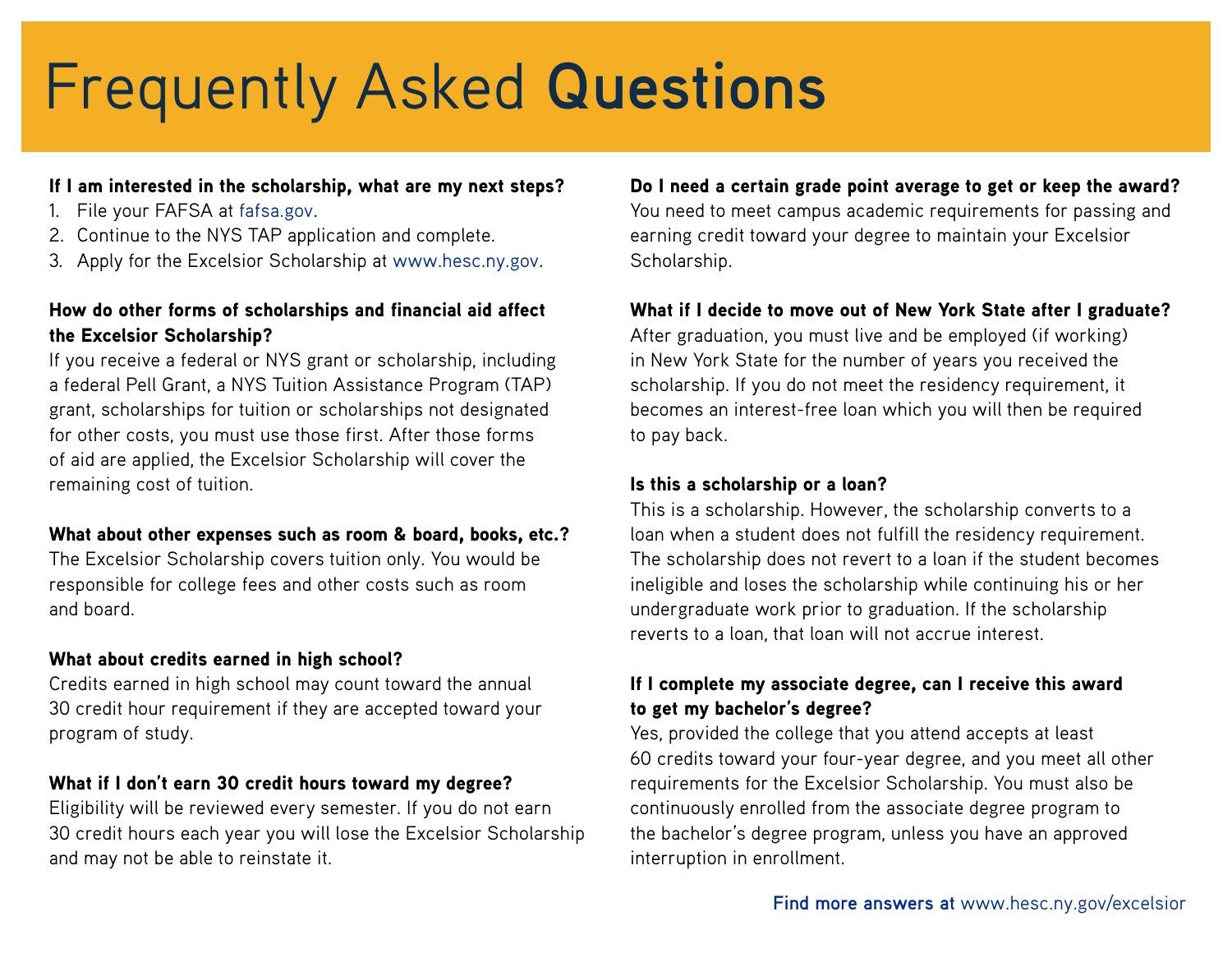# Frequently Asked **Questions**

**If I am interested in the scholarship, what are my next steps?**

1. File your FAFSA at fafsa.gov.
2. Continue to the NYS TAP application and complete.
3. Apply for the Excelsior Scholarship at www.hesc.ny.gov.

**How do other forms of scholarships and financial aid affect the Excelsior Scholarship?**

If you receive a federal or NYS grant or scholarship, including a federal Pell Grant, a NYS Tuition Assistance Program (TAP) grant, scholarships for tuition or scholarships not designated for other costs, you must use those first. After those forms of aid are applied, the Excelsior Scholarship will cover the remaining cost of tuition.

**What about other expenses such as room & board, books, etc.?**

The Excelsior Scholarship covers tuition only. You would be responsible for college fees and other costs such as room and board.

**What about credits earned in high school?**

Credits earned in high school may count toward the annual 30 credit hour requirement if they are accepted toward your program of study.

**What if I don't earn 30 credit hours toward my degree?**

Eligibility will be reviewed every semester. If you do not earn 30 credit hours each year you will lose the Excelsior Scholarship and may not be able to reinstate it.

**Do I need a certain grade point average to get or keep the award?**

You need to meet campus academic requirements for passing and earning credit toward your degree to maintain your Excelsior Scholarship.

**What if I decide to move out of New York State after I graduate?**

After graduation, you must live and be employed (if working) in New York State for the number of years you received the scholarship. If you do not meet the residency requirement, it becomes an interest-free loan which you will then be required to pay back.

**Is this a scholarship or a loan?**

This is a scholarship. However, the scholarship converts to a loan when a student does not fulfill the residency requirement. The scholarship does not revert to a loan if the student becomes ineligible and loses the scholarship while continuing his or her undergraduate work prior to graduation. If the scholarship reverts to a loan, that loan will not accrue interest.

**If I complete my associate degree, can I receive this award to get my bachelor's degree?**

Yes, provided the college that you attend accepts at least 60 credits toward your four-year degree, and you meet all other requirements for the Excelsior Scholarship. You must also be continuously enrolled from the associate degree program to the bachelor's degree program, unless you have an approved interruption in enrollment.

**Find more answers at** www.hesc.ny.gov/excelsior